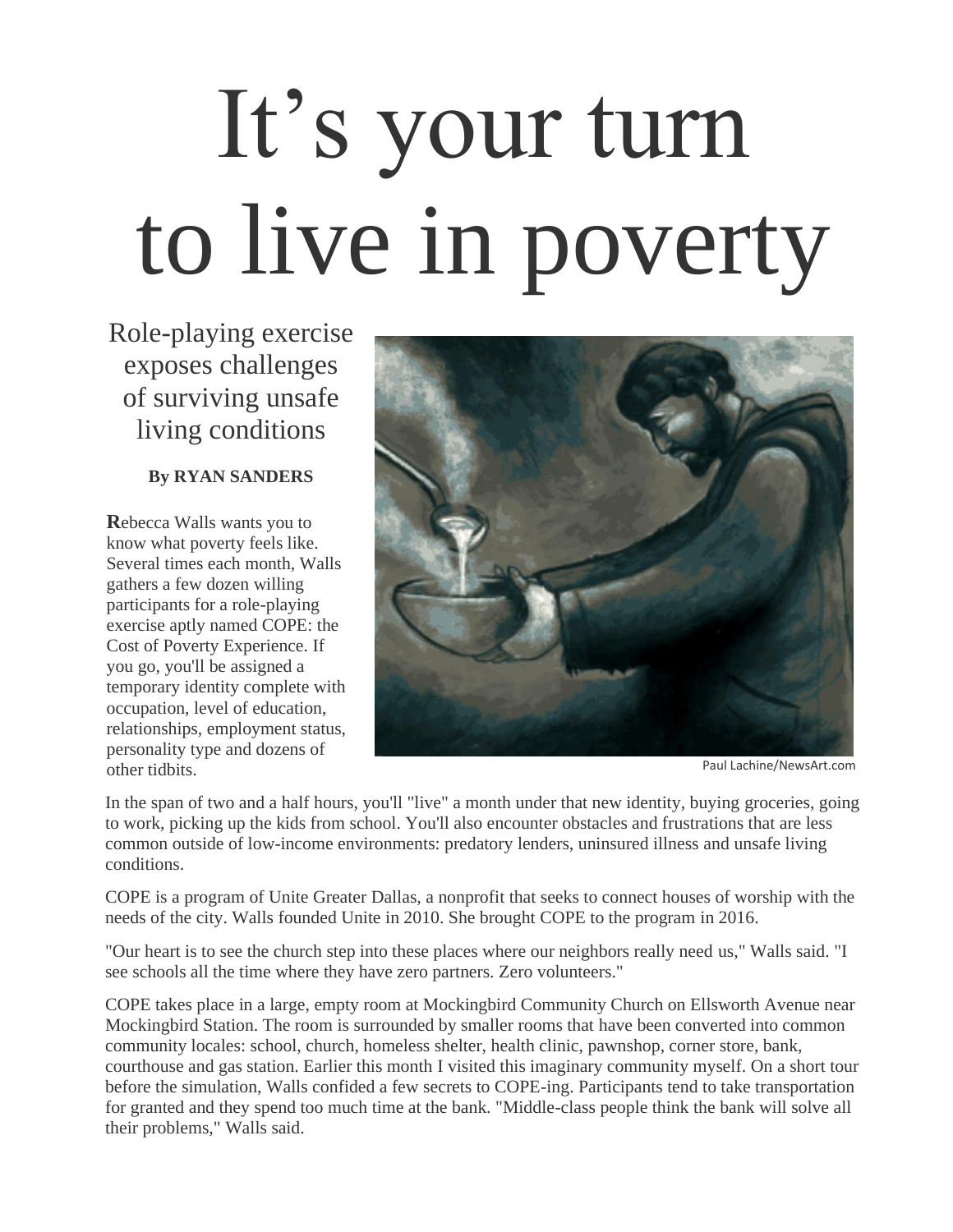# It's your turn to live in poverty

## Role-playing exercise exposes challenges of surviving unsafe living conditions

**By RYAN SANDERS**

Paul Lachine/NewsArt.com

**R**ebecca Walls wants you to know what poverty feels like. Several times each month, Walls gathers a few dozen willing participants for a role-playing exercise aptly named COPE: the Cost of Poverty Experience. If you go, you'll be assigned a temporary identity complete with occupation, level of education, relationships, employment status, personality type and dozens of other tidbits.

In the span of two and a half hours, you'll "live" a month under that new identity, buying groceries, going to work, picking up the kids from school. You'll also encounter obstacles and frustrations that are less common outside of low-income environments: predatory lenders, uninsured illness and unsafe living conditions.

COPE is a program of Unite Greater Dallas, a nonprofit that seeks to connect houses of worship with the needs of the city. Walls founded Unite in 2010. She brought COPE to the program in 2016.

"Our heart is to see the church step into these places where our neighbors really need us," Walls said. "I see schools all the time where they have zero partners. Zero volunteers."

COPE takes place in a large, empty room at Mockingbird Community Church on Ellsworth Avenue near Mockingbird Station. The room is surrounded by smaller rooms that have been converted into common community locales: school, church, homeless shelter, health clinic, pawnshop, corner store, bank, courthouse and gas station. Earlier this month I visited this imaginary community myself. On a short tour before the simulation, Walls confided a few secrets to COPE-ing. Participants tend to take transportation for granted and they spend too much time at the bank. "Middle-class people think the bank will solve all their problems," Walls said.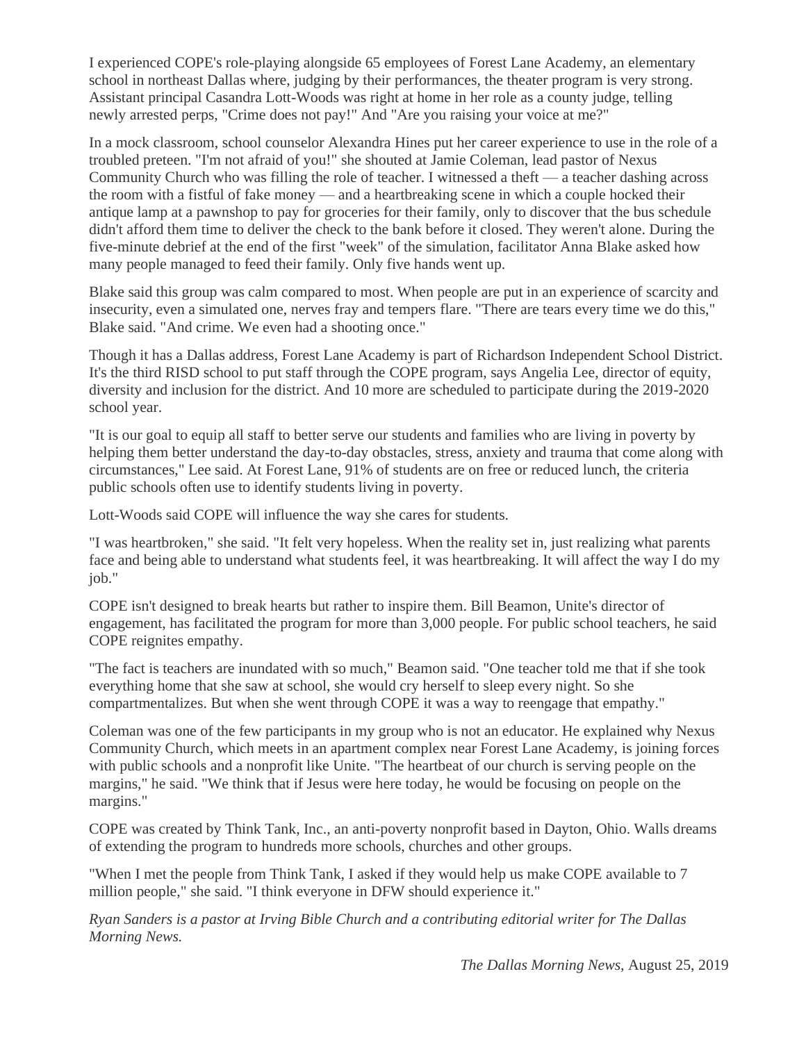I experienced COPE's role-playing alongside 65 employees of Forest Lane Academy, an elementary school in northeast Dallas where, judging by their performances, the theater program is very strong. Assistant principal Casandra Lott-Woods was right at home in her role as a county judge, telling newly arrested perps, "Crime does not pay!" And "Are you raising your voice at me?"

In a mock classroom, school counselor Alexandra Hines put her career experience to use in the role of a troubled preteen. "I'm not afraid of you!" she shouted at Jamie Coleman, lead pastor of Nexus Community Church who was filling the role of teacher. I witnessed a theft — a teacher dashing across the room with a fistful of fake money — and a heartbreaking scene in which a couple hocked their antique lamp at a pawnshop to pay for groceries for their family, only to discover that the bus schedule didn't afford them time to deliver the check to the bank before it closed. They weren't alone. During the five-minute debrief at the end of the first "week" of the simulation, facilitator Anna Blake asked how many people managed to feed their family. Only five hands went up.

Blake said this group was calm compared to most. When people are put in an experience of scarcity and insecurity, even a simulated one, nerves fray and tempers flare. "There are tears every time we do this," Blake said. "And crime. We even had a shooting once."

Though it has a Dallas address, Forest Lane Academy is part of Richardson Independent School District. It's the third RISD school to put staff through the COPE program, says Angelia Lee, director of equity, diversity and inclusion for the district. And 10 more are scheduled to participate during the 2019-2020 school year.

"It is our goal to equip all staff to better serve our students and families who are living in poverty by helping them better understand the day-to-day obstacles, stress, anxiety and trauma that come along with circumstances," Lee said. At Forest Lane, 91% of students are on free or reduced lunch, the criteria public schools often use to identify students living in poverty.

Lott-Woods said COPE will influence the way she cares for students.

"I was heartbroken," she said. "It felt very hopeless. When the reality set in, just realizing what parents face and being able to understand what students feel, it was heartbreaking. It will affect the way I do my job."

COPE isn't designed to break hearts but rather to inspire them. Bill Beamon, Unite's director of engagement, has facilitated the program for more than 3,000 people. For public school teachers, he said COPE reignites empathy.

"The fact is teachers are inundated with so much," Beamon said. "One teacher told me that if she took everything home that she saw at school, she would cry herself to sleep every night. So she compartmentalizes. But when she went through COPE it was a way to reengage that empathy."

Coleman was one of the few participants in my group who is not an educator. He explained why Nexus Community Church, which meets in an apartment complex near Forest Lane Academy, is joining forces with public schools and a nonprofit like Unite. "The heartbeat of our church is serving people on the margins," he said. "We think that if Jesus were here today, he would be focusing on people on the margins."

COPE was created by Think Tank, Inc., an anti-poverty nonprofit based in Dayton, Ohio. Walls dreams of extending the program to hundreds more schools, churches and other groups.

"When I met the people from Think Tank, I asked if they would help us make COPE available to 7 million people," she said. "I think everyone in DFW should experience it."

*Ryan Sanders is a pastor at Irving Bible Church and a contributing editorial writer for The Dallas Morning News.*

*The Dallas Morning News*, August 25, 2019